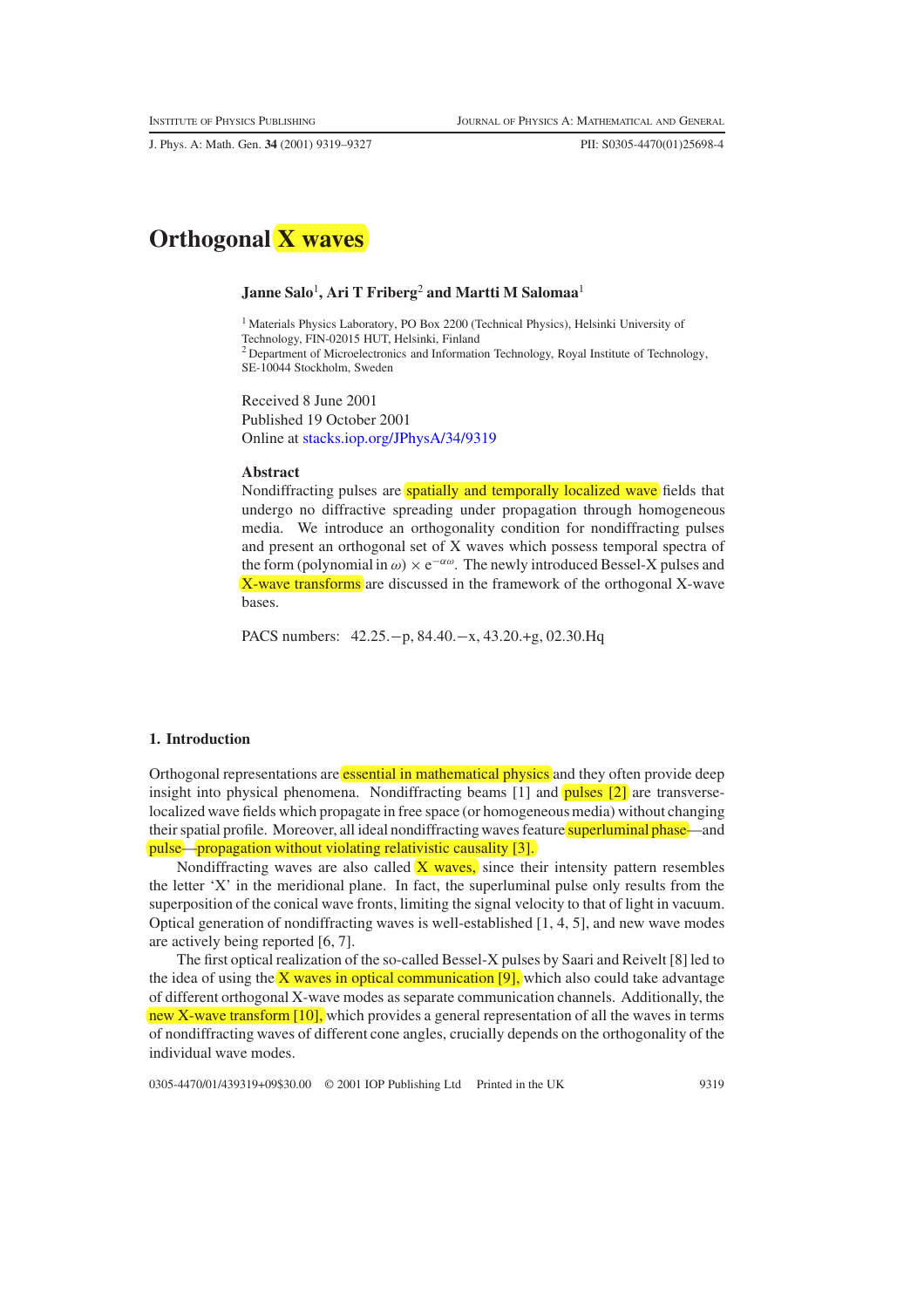# Orthogonal X waves

**Janne Salo**[1], **Ari T Friberg**[2] **and Martti M Salomaa**[1]

[1] Materials Physics Laboratory, PO Box 2200 (Technical Physics), Helsinki University of Technology, FIN-02015 HUT, Helsinki, Finland
[2] Department of Microelectronics and Information Technology, Royal Institute of Technology, SE-10044 Stockholm, Sweden

Received 8 June 2001
Published 19 October 2001
Online at stacks.iop.org/JPhysA/34/9319

**Abstract**

Nondiffracting pulses are spatially and temporally localized wave fields that undergo no diffractive spreading under propagation through homogeneous media. We introduce an orthogonality condition for nondiffracting pulses and present an orthogonal set of X waves which possess temporal spectra of the form (polynomial in $\omega$) $\times\, e^{-\alpha\omega}$. The newly introduced Bessel-X pulses and X-wave transforms are discussed in the framework of the orthogonal X-wave bases.

PACS numbers: 42.25.−p, 84.40.−x, 43.20.+g, 02.30.Hq

## 1. Introduction

Orthogonal representations are essential in mathematical physics and they often provide deep insight into physical phenomena. Nondiffracting beams [1] and pulses [2] are transverse-localized wave fields which propagate in free space (or homogeneous media) without changing their spatial profile. Moreover, all ideal nondiffracting waves feature superluminal phase—and pulse—propagation without violating relativistic causality [3].

Nondiffracting waves are also called X waves, since their intensity pattern resembles the letter 'X' in the meridional plane. In fact, the superluminal pulse only results from the superposition of the conical wave fronts, limiting the signal velocity to that of light in vacuum. Optical generation of nondiffracting waves is well-established [1, 4, 5], and new wave modes are actively being reported [6, 7].

The first optical realization of the so-called Bessel-X pulses by Saari and Reivelt [8] led to the idea of using the X waves in optical communication [9], which also could take advantage of different orthogonal X-wave modes as separate communication channels. Additionally, the new X-wave transform [10], which provides a general representation of all the waves in terms of nondiffracting waves of different cone angles, crucially depends on the orthogonality of the individual wave modes.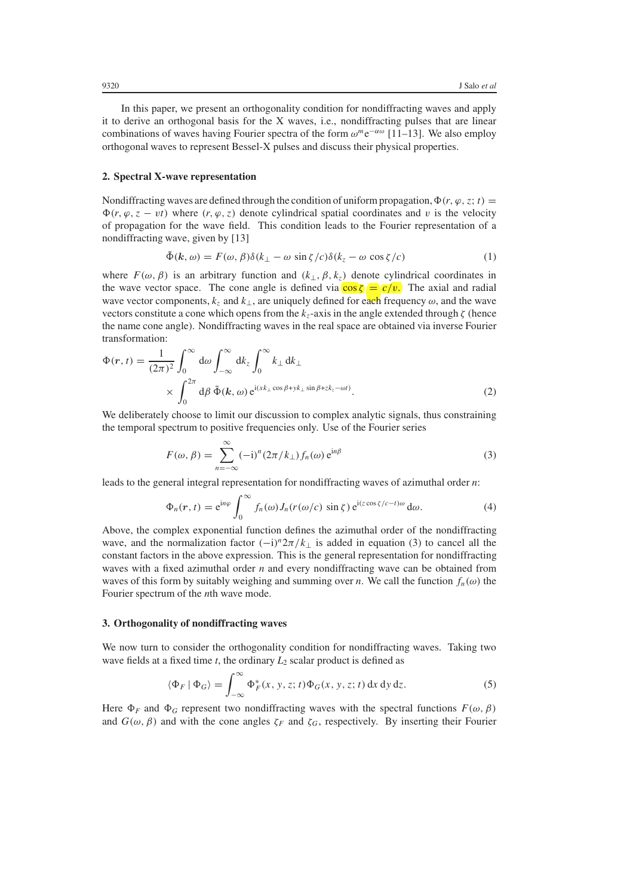In this paper, we present an orthogonality condition for nondiffracting waves and apply it to derive an orthogonal basis for the X waves, i.e., nondiffracting pulses that are linear combinations of waves having Fourier spectra of the form $\omega^m e^{-\alpha\omega}$ [11–13]. We also employ orthogonal waves to represent Bessel-X pulses and discuss their physical properties.

## 2. Spectral X-wave representation

Nondiffracting waves are defined through the condition of uniform propagation, $\Phi(r, \varphi, z; t) = \Phi(r, \varphi, z - vt)$ where $(r, \varphi, z)$ denote cylindrical spatial coordinates and $v$ is the velocity of propagation for the wave field. This condition leads to the Fourier representation of a nondiffracting wave, given by [13]

$$\tilde{\Phi}(\boldsymbol{k}, \omega) = F(\omega, \beta)\delta(k_\perp - \omega \sin\zeta/c)\delta(k_z - \omega\cos\zeta/c) \tag{1}$$

where $F(\omega, \beta)$ is an arbitrary function and $(k_\perp, \beta, k_z)$ denote cylindrical coordinates in the wave vector space. The cone angle is defined via $\cos\zeta = c/v$. The axial and radial wave vector components, $k_z$ and $k_\perp$, are uniquely defined for each frequency $\omega$, and the wave vectors constitute a cone which opens from the $k_z$-axis in the angle extended through $\zeta$ (hence the name cone angle). Nondiffracting waves in the real space are obtained via inverse Fourier transformation:

$$\Phi(\boldsymbol{r}, t) = \frac{1}{(2\pi)^2}\int_0^\infty d\omega \int_{-\infty}^{\infty} dk_z \int_0^\infty k_\perp\, dk_\perp \times \int_0^{2\pi} d\beta\, \tilde{\Phi}(\boldsymbol{k}, \omega)\, e^{i(xk_\perp\cos\beta + yk_\perp\sin\beta + zk_z - \omega t)}. \tag{2}$$

We deliberately choose to limit our discussion to complex analytic signals, thus constraining the temporal spectrum to positive frequencies only. Use of the Fourier series

$$F(\omega, \beta) = \sum_{n=-\infty}^{\infty} (-i)^n (2\pi/k_\perp) f_n(\omega)\, e^{in\beta} \tag{3}$$

leads to the general integral representation for nondiffracting waves of azimuthal order $n$:

$$\Phi_n(\boldsymbol{r}, t) = e^{in\varphi}\int_0^\infty f_n(\omega) J_n(r(\omega/c)\sin\zeta)\, e^{i(z\cos\zeta/c - t)\omega}\, d\omega. \tag{4}$$

Above, the complex exponential function defines the azimuthal order of the nondiffracting wave, and the normalization factor $(-i)^n 2\pi/k_\perp$ is added in equation (3) to cancel all the constant factors in the above expression. This is the general representation for nondiffracting waves with a fixed azimuthal order $n$ and every nondiffracting wave can be obtained from waves of this form by suitably weighing and summing over $n$. We call the function $f_n(\omega)$ the Fourier spectrum of the $n$th wave mode.

## 3. Orthogonality of nondiffracting waves

We now turn to consider the orthogonality condition for nondiffracting waves. Taking two wave fields at a fixed time $t$, the ordinary $L_2$ scalar product is defined as

$$\langle \Phi_F \mid \Phi_G \rangle = \int_{-\infty}^{\infty} \Phi_F^*(x, y, z; t)\Phi_G(x, y, z; t)\, dx\, dy\, dz. \tag{5}$$

Here $\Phi_F$ and $\Phi_G$ represent two nondiffracting waves with the spectral functions $F(\omega, \beta)$ and $G(\omega, \beta)$ and with the cone angles $\zeta_F$ and $\zeta_G$, respectively. By inserting their Fourier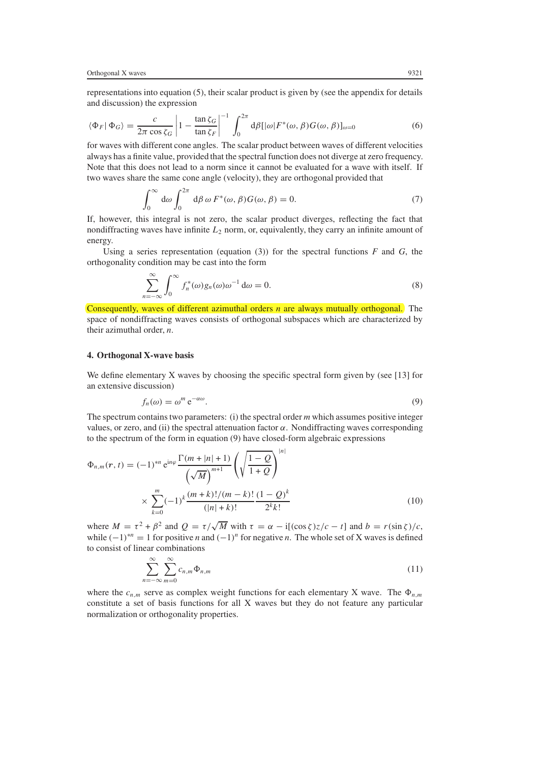representations into equation (5), their scalar product is given by (see the appendix for details and discussion) the expression

$$\langle \Phi_F | \Phi_G \rangle = \frac{c}{2\pi \cos\zeta_G} \left| 1 - \frac{\tan\zeta_G}{\tan\zeta_F} \right|^{-1} \int_0^{2\pi} d\beta [|\omega| F^*(\omega, \beta) G(\omega, \beta)]_{\omega=0} \tag{6}$$

for waves with different cone angles. The scalar product between waves of different velocities always has a finite value, provided that the spectral function does not diverge at zero frequency. Note that this does not lead to a norm since it cannot be evaluated for a wave with itself. If two waves share the same cone angle (velocity), they are orthogonal provided that

$$\int_0^\infty d\omega \int_0^{2\pi} d\beta \, \omega \, F^*(\omega, \beta) G(\omega, \beta) = 0. \tag{7}$$

If, however, this integral is not zero, the scalar product diverges, reflecting the fact that nondiffracting waves have infinite $L_2$ norm, or, equivalently, they carry an infinite amount of energy.

Using a series representation (equation (3)) for the spectral functions $F$ and $G$, the orthogonality condition may be cast into the form

$$\sum_{n=-\infty}^{\infty} \int_0^\infty f_n^*(\omega) g_n(\omega) \omega^{-1} \, d\omega = 0. \tag{8}$$

Consequently, waves of different azimuthal orders $n$ are always mutually orthogonal. The space of nondiffracting waves consists of orthogonal subspaces which are characterized by their azimuthal order, $n$.

## 4. Orthogonal X-wave basis

We define elementary X waves by choosing the specific spectral form given by (see [13] for an extensive discussion)

$$f_n(\omega) = \omega^m \, e^{-\alpha\omega}. \tag{9}$$

The spectrum contains two parameters: (i) the spectral order $m$ which assumes positive integer values, or zero, and (ii) the spectral attenuation factor $\alpha$. Nondiffracting waves corresponding to the spectrum of the form in equation (9) have closed-form algebraic expressions

$$\Phi_{n,m}(\boldsymbol{r}, t) = (-1)^{*n} e^{in\varphi} \frac{\Gamma(m + |n| + 1)}{\left(\sqrt{M}\right)^{m+1}} \left(\sqrt{\frac{1-Q}{1+Q}}\right)^{|n|} \times \sum_{k=0}^{m} (-1)^k \frac{(m+k)!/(m-k)!}{(|n|+k)!} \frac{(1-Q)^k}{2^k k!} \tag{10}$$

where $M = \tau^2 + \beta^2$ and $Q = \tau/\sqrt{M}$ with $\tau = \alpha - i[(\cos\zeta) z/c - t]$ and $b = r(\sin\zeta)/c$, while $(-1)^{*n} = 1$ for positive $n$ and $(-1)^n$ for negative $n$. The whole set of X waves is defined to consist of linear combinations

$$\sum_{n=-\infty}^{\infty} \sum_{m=0}^{\infty} c_{n,m} \Phi_{n,m} \tag{11}$$

where the $c_{n,m}$ serve as complex weight functions for each elementary X wave. The $\Phi_{n,m}$ constitute a set of basis functions for all X waves but they do not feature any particular normalization or orthogonality properties.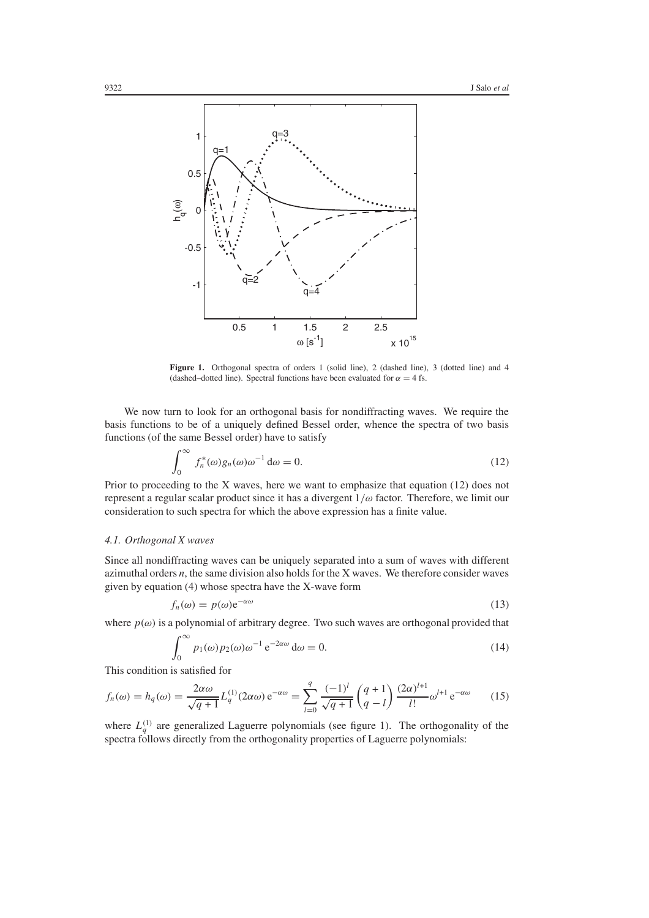**Figure 1.** Orthogonal spectra of orders 1 (solid line), 2 (dashed line), 3 (dotted line) and 4 (dashed–dotted line). Spectral functions have been evaluated for $\alpha = 4$ fs.

We now turn to look for an orthogonal basis for nondiffracting waves. We require the basis functions to be of a uniquely defined Bessel order, whence the spectra of two basis functions (of the same Bessel order) have to satisfy

$$\int_0^\infty f_n^*(\omega) g_n(\omega) \omega^{-1} \, \mathrm{d}\omega = 0. \tag{12}$$

Prior to proceeding to the X waves, here we want to emphasize that equation (12) does not represent a regular scalar product since it has a divergent $1/\omega$ factor. Therefore, we limit our consideration to such spectra for which the above expression has a finite value.

### 4.1. Orthogonal X waves

Since all nondiffracting waves can be uniquely separated into a sum of waves with different azimuthal orders $n$, the same division also holds for the X waves. We therefore consider waves given by equation (4) whose spectra have the X-wave form

$$f_n(\omega) = p(\omega) \mathrm{e}^{-\alpha\omega} \tag{13}$$

where $p(\omega)$ is a polynomial of arbitrary degree. Two such waves are orthogonal provided that

$$\int_0^\infty p_1(\omega) p_2(\omega) \omega^{-1} \, \mathrm{e}^{-2\alpha\omega} \, \mathrm{d}\omega = 0. \tag{14}$$

This condition is satisfied for

$$f_n(\omega) = h_q(\omega) = \frac{2\alpha\omega}{\sqrt{q+1}} L_q^{(1)}(2\alpha\omega) \, \mathrm{e}^{-\alpha\omega} = \sum_{l=0}^{q} \frac{(-1)^l}{\sqrt{q+1}} \binom{q+1}{q-l} \frac{(2\alpha)^{l+1}}{l!} \omega^{l+1} \, \mathrm{e}^{-\alpha\omega} \tag{15}$$

where $L_q^{(1)}$ are generalized Laguerre polynomials (see figure 1). The orthogonality of the spectra follows directly from the orthogonality properties of Laguerre polynomials: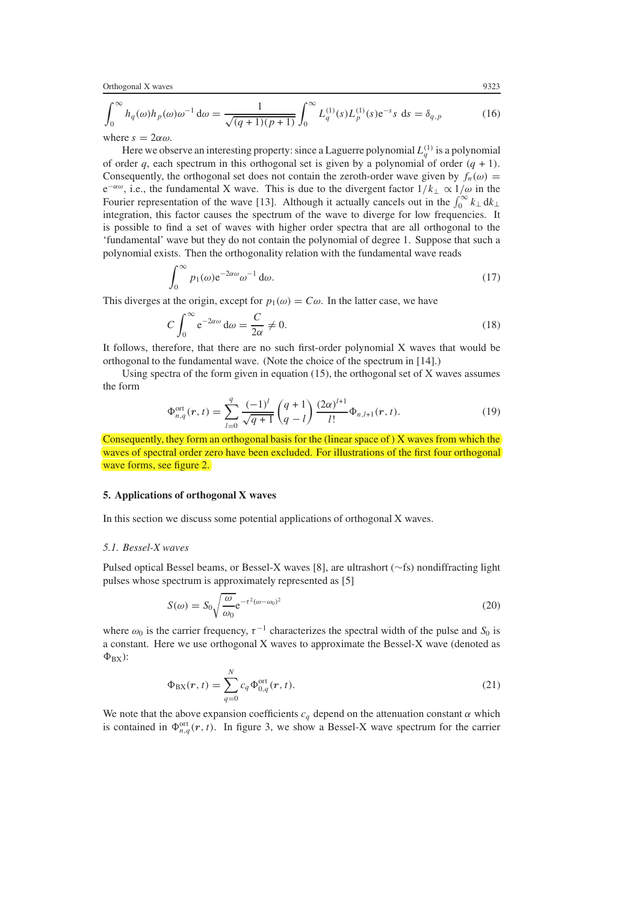$$\int_0^\infty h_q(\omega) h_p(\omega) \omega^{-1} \, \mathrm{d}\omega = \frac{1}{\sqrt{(q+1)(p+1)}} \int_0^\infty L_q^{(1)}(s) L_p^{(1)}(s) \mathrm{e}^{-s} s \; \mathrm{d}s = \delta_{q,p} \tag{16}$$

where $s = 2\alpha\omega$.

Here we observe an interesting property: since a Laguerre polynomial $L_q^{(1)}$ is a polynomial of order $q$, each spectrum in this orthogonal set is given by a polynomial of order $(q+1)$. Consequently, the orthogonal set does not contain the zeroth-order wave given by $f_n(\omega) = \mathrm{e}^{-\alpha\omega}$, i.e., the fundamental X wave. This is due to the divergent factor $1/k_\perp \propto 1/\omega$ in the Fourier representation of the wave [13]. Although it actually cancels out in the $\int_0^\infty k_\perp \, \mathrm{d}k_\perp$ integration, this factor causes the spectrum of the wave to diverge for low frequencies. It is possible to find a set of waves with higher order spectra that are all orthogonal to the 'fundamental' wave but they do not contain the polynomial of degree 1. Suppose that such a polynomial exists. Then the orthogonality relation with the fundamental wave reads

$$\int_0^\infty p_1(\omega) \mathrm{e}^{-2\alpha\omega} \omega^{-1} \, \mathrm{d}\omega. \tag{17}$$

This diverges at the origin, except for $p_1(\omega) = C\omega$. In the latter case, we have

$$C \int_0^\infty \mathrm{e}^{-2\alpha\omega} \, \mathrm{d}\omega = \frac{C}{2\alpha} \neq 0. \tag{18}$$

It follows, therefore, that there are no such first-order polynomial X waves that would be orthogonal to the fundamental wave. (Note the choice of the spectrum in [14].)

Using spectra of the form given in equation (15), the orthogonal set of X waves assumes the form

$$\Phi_{n,q}^{\mathrm{ort}}(\boldsymbol{r}, t) = \sum_{l=0}^{q} \frac{(-1)^l}{\sqrt{q+1}} \binom{q+1}{q-l} \frac{(2\alpha)^{l+1}}{l!} \Phi_{n,l+1}(\boldsymbol{r}, t). \tag{19}$$

Consequently, they form an orthogonal basis for the (linear space of ) X waves from which the waves of spectral order zero have been excluded. For illustrations of the first four orthogonal wave forms, see figure 2.

## 5. Applications of orthogonal X waves

In this section we discuss some potential applications of orthogonal X waves.

### *5.1. Bessel-X waves*

Pulsed optical Bessel beams, or Bessel-X waves [8], are ultrashort (∼fs) nondiffracting light pulses whose spectrum is approximately represented as [5]

$$S(\omega) = S_0 \sqrt{\frac{\omega}{\omega_0}} \mathrm{e}^{-\tau^2(\omega-\omega_0)^2} \tag{20}$$

where $\omega_0$ is the carrier frequency, $\tau^{-1}$ characterizes the spectral width of the pulse and $S_0$ is a constant. Here we use orthogonal X waves to approximate the Bessel-X wave (denoted as $\Phi_{\mathrm{BX}}$):

$$\Phi_{\mathrm{BX}}(\boldsymbol{r}, t) = \sum_{q=0}^{N} c_q \Phi_{0,q}^{\mathrm{ort}}(\boldsymbol{r}, t). \tag{21}$$

We note that the above expansion coefficients $c_q$ depend on the attenuation constant $\alpha$ which is contained in $\Phi_{n,q}^{\mathrm{ort}}(\boldsymbol{r}, t)$. In figure 3, we show a Bessel-X wave spectrum for the carrier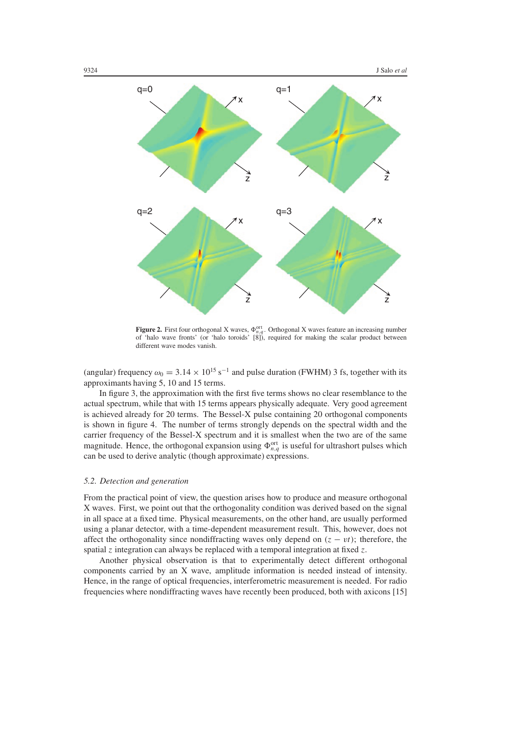Figure 2. First four orthogonal X waves, $\Phi^{\text{ort}}_{n,q}$. Orthogonal X waves feature an increasing number of 'halo wave fronts' (or 'halo toroids' [8]), required for making the scalar product between different wave modes vanish.

(angular) frequency $\omega_0 = 3.14 \times 10^{15}\ \text{s}^{-1}$ and pulse duration (FWHM) 3 fs, together with its approximants having 5, 10 and 15 terms.

In figure 3, the approximation with the first five terms shows no clear resemblance to the actual spectrum, while that with 15 terms appears physically adequate. Very good agreement is achieved already for 20 terms. The Bessel-X pulse containing 20 orthogonal components is shown in figure 4. The number of terms strongly depends on the spectral width and the carrier frequency of the Bessel-X spectrum and it is smallest when the two are of the same magnitude. Hence, the orthogonal expansion using $\Phi^{\text{ort}}_{n,q}$ is useful for ultrashort pulses which can be used to derive analytic (though approximate) expressions.

### *5.2. Detection and generation*

From the practical point of view, the question arises how to produce and measure orthogonal X waves. First, we point out that the orthogonality condition was derived based on the signal in all space at a fixed time. Physical measurements, on the other hand, are usually performed using a planar detector, with a time-dependent measurement result. This, however, does not affect the orthogonality since nondiffracting waves only depend on $(z - vt)$; therefore, the spatial $z$ integration can always be replaced with a temporal integration at fixed $z$.

Another physical observation is that to experimentally detect different orthogonal components carried by an X wave, amplitude information is needed instead of intensity. Hence, in the range of optical frequencies, interferometric measurement is needed. For radio frequencies where nondiffracting waves have recently been produced, both with axicons [15]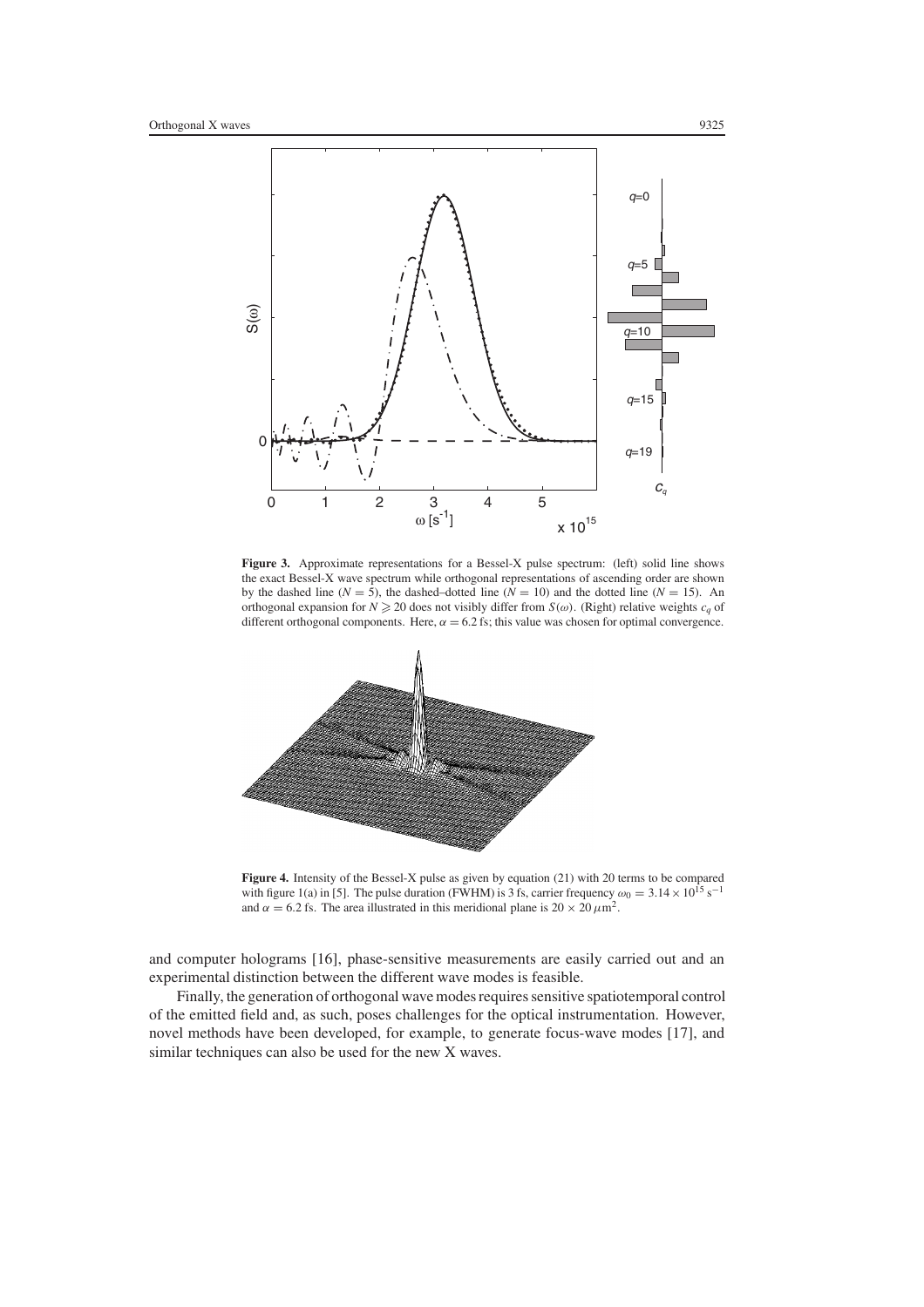**Figure 3.** Approximate representations for a Bessel-X pulse spectrum: (left) solid line shows the exact Bessel-X wave spectrum while orthogonal representations of ascending order are shown by the dashed line ($N = 5$), the dashed–dotted line ($N = 10$) and the dotted line ($N = 15$). An orthogonal expansion for $N \geqslant 20$ does not visibly differ from $S(\omega)$. (Right) relative weights $c_q$ of different orthogonal components. Here, $\alpha = 6.2$ fs; this value was chosen for optimal convergence.

**Figure 4.** Intensity of the Bessel-X pulse as given by equation (21) with 20 terms to be compared with figure 1(a) in [5]. The pulse duration (FWHM) is 3 fs, carrier frequency $\omega_0 = 3.14 \times 10^{15}$ s$^{-1}$ and $\alpha = 6.2$ fs. The area illustrated in this meridional plane is $20 \times 20$ $\mu$m$^2$.

and computer holograms [16], phase-sensitive measurements are easily carried out and an experimental distinction between the different wave modes is feasible.

Finally, the generation of orthogonal wave modes requires sensitive spatiotemporal control of the emitted field and, as such, poses challenges for the optical instrumentation. However, novel methods have been developed, for example, to generate focus-wave modes [17], and similar techniques can also be used for the new X waves.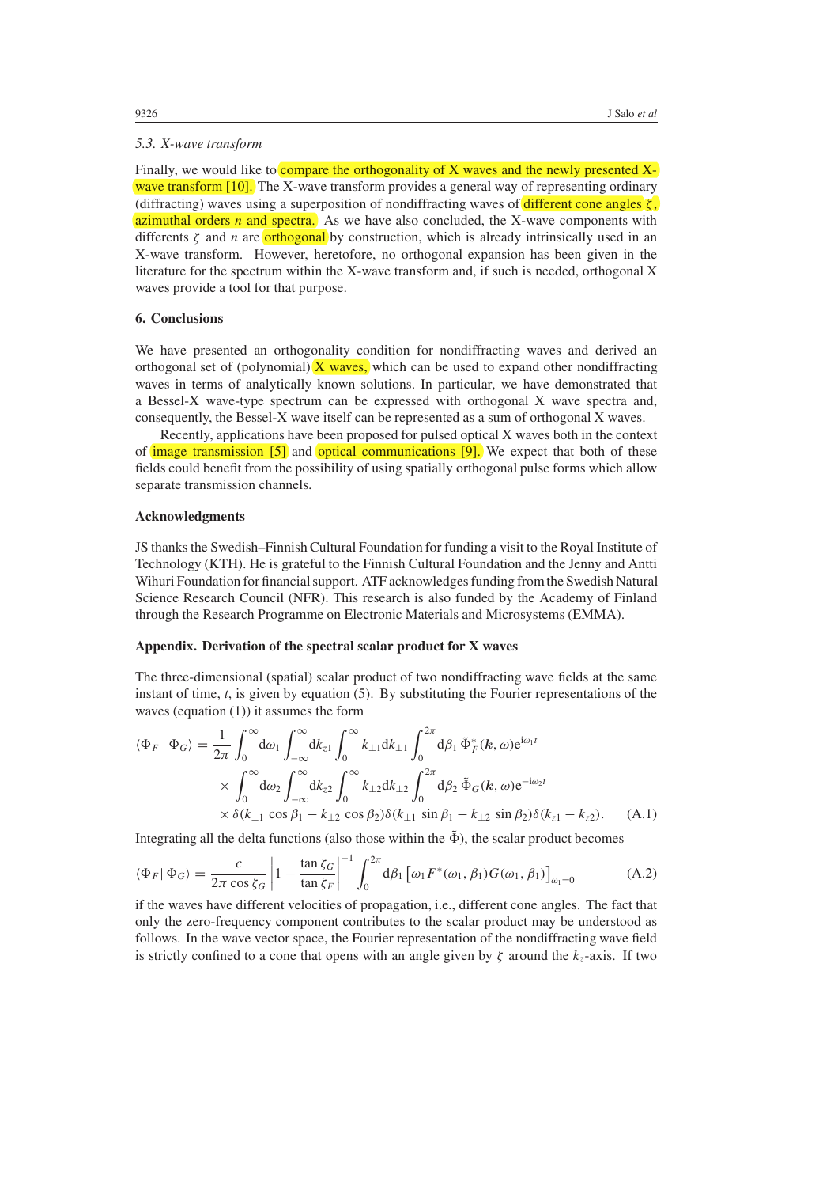### 5.3. X-wave transform

Finally, we would like to compare the orthogonality of X waves and the newly presented X-wave transform [10]. The X-wave transform provides a general way of representing ordinary (diffracting) waves using a superposition of nondiffracting waves of different cone angles $\zeta$, azimuthal orders $n$ and spectra. As we have also concluded, the X-wave components with differents $\zeta$ and $n$ are orthogonal by construction, which is already intrinsically used in an X-wave transform. However, heretofore, no orthogonal expansion has been given in the literature for the spectrum within the X-wave transform and, if such is needed, orthogonal X waves provide a tool for that purpose.

## 6. Conclusions

We have presented an orthogonality condition for nondiffracting waves and derived an orthogonal set of (polynomial) X waves, which can be used to expand other nondiffracting waves in terms of analytically known solutions. In particular, we have demonstrated that a Bessel-X wave-type spectrum can be expressed with orthogonal X wave spectra and, consequently, the Bessel-X wave itself can be represented as a sum of orthogonal X waves.

Recently, applications have been proposed for pulsed optical X waves both in the context of image transmission [5] and optical communications [9]. We expect that both of these fields could benefit from the possibility of using spatially orthogonal pulse forms which allow separate transmission channels.

## Acknowledgments

JS thanks the Swedish–Finnish Cultural Foundation for funding a visit to the Royal Institute of Technology (KTH). He is grateful to the Finnish Cultural Foundation and the Jenny and Antti Wihuri Foundation for financial support. ATF acknowledges funding from the Swedish Natural Science Research Council (NFR). This research is also funded by the Academy of Finland through the Research Programme on Electronic Materials and Microsystems (EMMA).

## Appendix. Derivation of the spectral scalar product for X waves

The three-dimensional (spatial) scalar product of two nondiffracting wave fields at the same instant of time, $t$, is given by equation (5). By substituting the Fourier representations of the waves (equation (1)) it assumes the form

$$
\begin{aligned}
\langle \Phi_F \mid \Phi_G \rangle = \frac{1}{2\pi} \int_0^\infty \mathrm{d}\omega_1 \int_{-\infty}^{\infty} \mathrm{d}k_{z1} \int_0^\infty k_{\perp 1} \mathrm{d}k_{\perp 1} \int_0^{2\pi} \mathrm{d}\beta_1 \, \tilde{\Phi}_F^*(\boldsymbol{k}, \omega) \mathrm{e}^{\mathrm{i}\omega_1 t} \\
\times \int_0^\infty \mathrm{d}\omega_2 \int_{-\infty}^{\infty} \mathrm{d}k_{z2} \int_0^\infty k_{\perp 2} \mathrm{d}k_{\perp 2} \int_0^{2\pi} \mathrm{d}\beta_2 \, \tilde{\Phi}_G(\boldsymbol{k}, \omega) \mathrm{e}^{-\mathrm{i}\omega_2 t} \\
\times \delta(k_{\perp 1} \cos\beta_1 - k_{\perp 2} \cos\beta_2) \delta(k_{\perp 1} \sin\beta_1 - k_{\perp 2} \sin\beta_2) \delta(k_{z1} - k_{z2}).
\end{aligned} \tag{A.1}
$$

Integrating all the delta functions (also those within the $\tilde{\Phi}$), the scalar product becomes

$$
\langle \Phi_F \mid \Phi_G \rangle = \frac{c}{2\pi \cos\zeta_G} \left| 1 - \frac{\tan\zeta_G}{\tan\zeta_F} \right|^{-1} \int_0^{2\pi} \mathrm{d}\beta_1 \left[ \omega_1 F^*(\omega_1, \beta_1) G(\omega_1, \beta_1) \right]_{\omega_1 = 0} \tag{A.2}
$$

if the waves have different velocities of propagation, i.e., different cone angles. The fact that only the zero-frequency component contributes to the scalar product may be understood as follows. In the wave vector space, the Fourier representation of the nondiffracting wave field is strictly confined to a cone that opens with an angle given by $\zeta$ around the $k_z$-axis. If two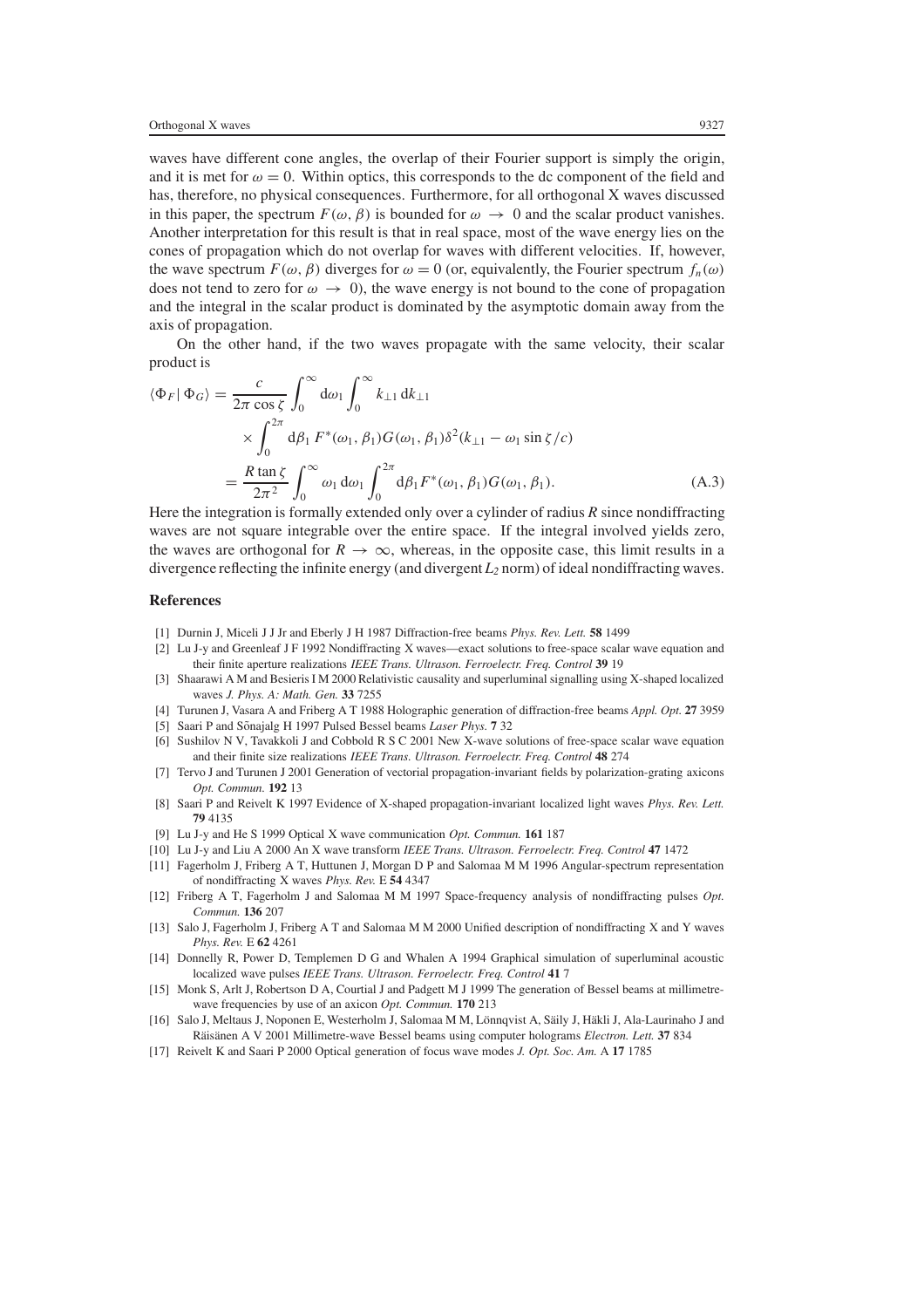waves have different cone angles, the overlap of their Fourier support is simply the origin, and it is met for $\omega = 0$. Within optics, this corresponds to the dc component of the field and has, therefore, no physical consequences. Furthermore, for all orthogonal X waves discussed in this paper, the spectrum $F(\omega, \beta)$ is bounded for $\omega \to 0$ and the scalar product vanishes. Another interpretation for this result is that in real space, most of the wave energy lies on the cones of propagation which do not overlap for waves with different velocities. If, however, the wave spectrum $F(\omega, \beta)$ diverges for $\omega = 0$ (or, equivalently, the Fourier spectrum $f_n(\omega)$ does not tend to zero for $\omega \to 0$), the wave energy is not bound to the cone of propagation and the integral in the scalar product is dominated by the asymptotic domain away from the axis of propagation.

On the other hand, if the two waves propagate with the same velocity, their scalar product is

$$
\begin{aligned}
\langle \Phi_F | \Phi_G \rangle &= \frac{c}{2\pi \cos\zeta} \int_0^\infty \mathrm{d}\omega_1 \int_0^\infty k_{\perp 1}\, \mathrm{d}k_{\perp 1} \\
&\quad \times \int_0^{2\pi} \mathrm{d}\beta_1\, F^*(\omega_1, \beta_1) G(\omega_1, \beta_1) \delta^2(k_{\perp 1} - \omega_1 \sin\zeta / c) \\
&= \frac{R \tan\zeta}{2\pi^2} \int_0^\infty \omega_1\, \mathrm{d}\omega_1 \int_0^{2\pi} \mathrm{d}\beta_1 F^*(\omega_1, \beta_1) G(\omega_1, \beta_1).
\end{aligned}
\tag{A.3}
$$

Here the integration is formally extended only over a cylinder of radius $R$ since nondiffracting waves are not square integrable over the entire space. If the integral involved yields zero, the waves are orthogonal for $R \to \infty$, whereas, in the opposite case, this limit results in a divergence reflecting the infinite energy (and divergent $L_2$ norm) of ideal nondiffracting waves.

## References

[1] Durnin J, Miceli J J Jr and Eberly J H 1987 Diffraction-free beams *Phys. Rev. Lett.* **58** 1499

[2] Lu J-y and Greenleaf J F 1992 Nondiffracting X waves—exact solutions to free-space scalar wave equation and their finite aperture realizations *IEEE Trans. Ultrason. Ferroelectr. Freq. Control* **39** 19

[3] Shaarawi A M and Besieris I M 2000 Relativistic causality and superluminal signalling using X-shaped localized waves *J. Phys. A: Math. Gen.* **33** 7255

[4] Turunen J, Vasara A and Friberg A T 1988 Holographic generation of diffraction-free beams *Appl. Opt.* **27** 3959

[5] Saari P and Sõnajalg H 1997 Pulsed Bessel beams *Laser Phys.* **7** 32

[6] Sushilov N V, Tavakkoli J and Cobbold R S C 2001 New X-wave solutions of free-space scalar wave equation and their finite size realizations *IEEE Trans. Ultrason. Ferroelectr. Freq. Control* **48** 274

[7] Tervo J and Turunen J 2001 Generation of vectorial propagation-invariant fields by polarization-grating axicons *Opt. Commun.* **192** 13

[8] Saari P and Reivelt K 1997 Evidence of X-shaped propagation-invariant localized light waves *Phys. Rev. Lett.* **79** 4135

[9] Lu J-y and He S 1999 Optical X wave communication *Opt. Commun.* **161** 187

[10] Lu J-y and Liu A 2000 An X wave transform *IEEE Trans. Ultrason. Ferroelectr. Freq. Control* **47** 1472

[11] Fagerholm J, Friberg A T, Huttunen J, Morgan D P and Salomaa M M 1996 Angular-spectrum representation of nondiffracting X waves *Phys. Rev.* E **54** 4347

[12] Friberg A T, Fagerholm J and Salomaa M M 1997 Space-frequency analysis of nondiffracting pulses *Opt. Commun.* **136** 207

[13] Salo J, Fagerholm J, Friberg A T and Salomaa M M 2000 Unified description of nondiffracting X and Y waves *Phys. Rev.* E **62** 4261

[14] Donnelly R, Power D, Templemen D G and Whalen A 1994 Graphical simulation of superluminal acoustic localized wave pulses *IEEE Trans. Ultrason. Ferroelectr. Freq. Control* **41** 7

[15] Monk S, Arlt J, Robertson D A, Courtial J and Padgett M J 1999 The generation of Bessel beams at millimetre-wave frequencies by use of an axicon *Opt. Commun.* **170** 213

[16] Salo J, Meltaus J, Noponen E, Westerholm J, Salomaa M M, Lönnqvist A, Säily J, Häkli J, Ala-Laurinaho J and Räisänen A V 2001 Millimetre-wave Bessel beams using computer holograms *Electron. Lett.* **37** 834

[17] Reivelt K and Saari P 2000 Optical generation of focus wave modes *J. Opt. Soc. Am.* A **17** 1785